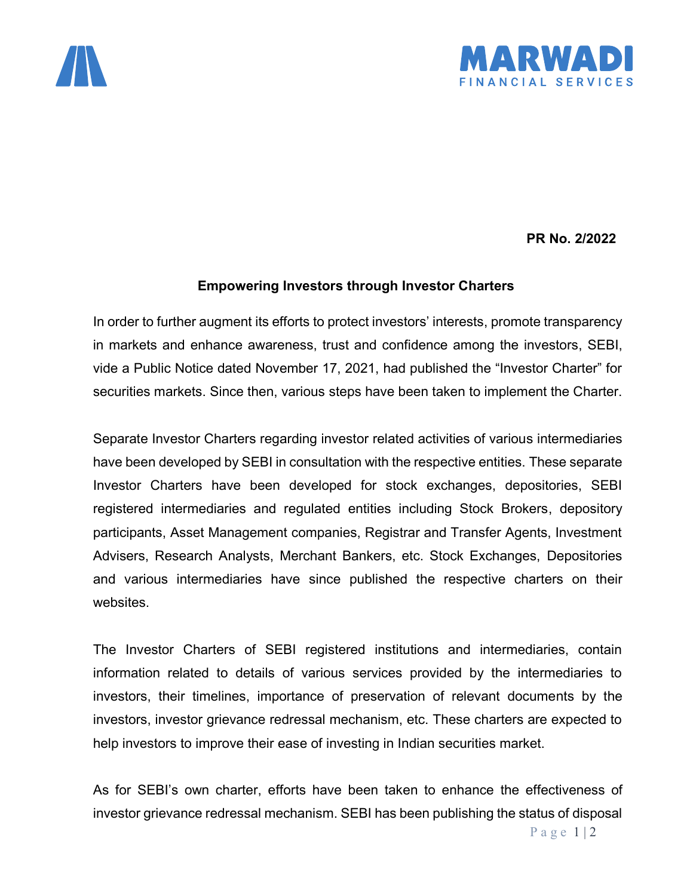**PR No. 2/2022**

## Empowering Investors through Investor Charters

In order to further augment its efforts to protect investors' interests, promote transparency in markets and enhance awareness, trust and confidence among the investors, SEBI, vide a Public Notice dated November 17, 2021, had published the "Investor Charter" for securities markets. Since then, various steps have been taken to implement the Charter.

Separate Investor Charters regarding investor related activities of various intermediaries have been developed by SEBI in consultation with the respective entities. These separate Investor Charters have been developed for stock exchanges, depositories, SEBI registered intermediaries and regulated entities including Stock Brokers, depository participants, Asset Management companies, Registrar and Transfer Agents, Investment Advisers, Research Analysts, Merchant Bankers, etc. Stock Exchanges, Depositories and various intermediaries have since published the respective charters on their websites.

The Investor Charters of SEBI registered institutions and intermediaries, contain information related to details of various services provided by the intermediaries to investors, their timelines, importance of preservation of relevant documents by the investors, investor grievance redressal mechanism, etc. These charters are expected to help investors to improve their ease of investing in Indian securities market.

As for SEBI's own charter, efforts have been taken to enhance the effectiveness of investor grievance redressal mechanism. SEBI has been publishing the status of disposal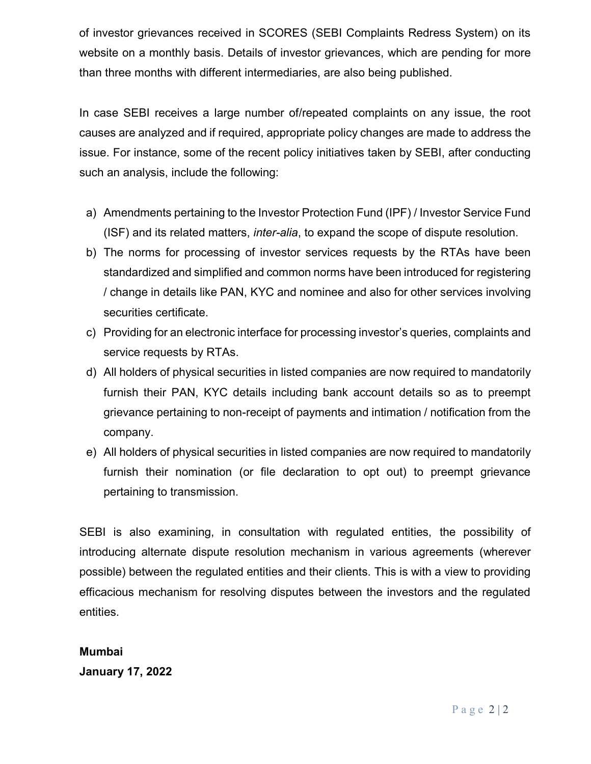of investor grievances received in SCORES (SEBI Complaints Redress System) on its website on a monthly basis. Details of investor grievances, which are pending for more than three months with different intermediaries, are also being published.

In case SEBI receives a large number of/repeated complaints on any issue, the root causes are analyzed and if required, appropriate policy changes are made to address the issue. For instance, some of the recent policy initiatives taken by SEBI, after conducting such an analysis, include the following:

a) Amendments pertaining to the Investor Protection Fund (IPF) / Investor Service Fund (ISF) and its related matters, *inter-alia*, to expand the scope of dispute resolution.
b) The norms for processing of investor services requests by the RTAs have been standardized and simplified and common norms have been introduced for registering / change in details like PAN, KYC and nominee and also for other services involving securities certificate.
c) Providing for an electronic interface for processing investor's queries, complaints and service requests by RTAs.
d) All holders of physical securities in listed companies are now required to mandatorily furnish their PAN, KYC details including bank account details so as to preempt grievance pertaining to non-receipt of payments and intimation / notification from the company.
e) All holders of physical securities in listed companies are now required to mandatorily furnish their nomination (or file declaration to opt out) to preempt grievance pertaining to transmission.

SEBI is also examining, in consultation with regulated entities, the possibility of introducing alternate dispute resolution mechanism in various agreements (wherever possible) between the regulated entities and their clients. This is with a view to providing efficacious mechanism for resolving disputes between the investors and the regulated entities.

**Mumbai**
**January 17, 2022**